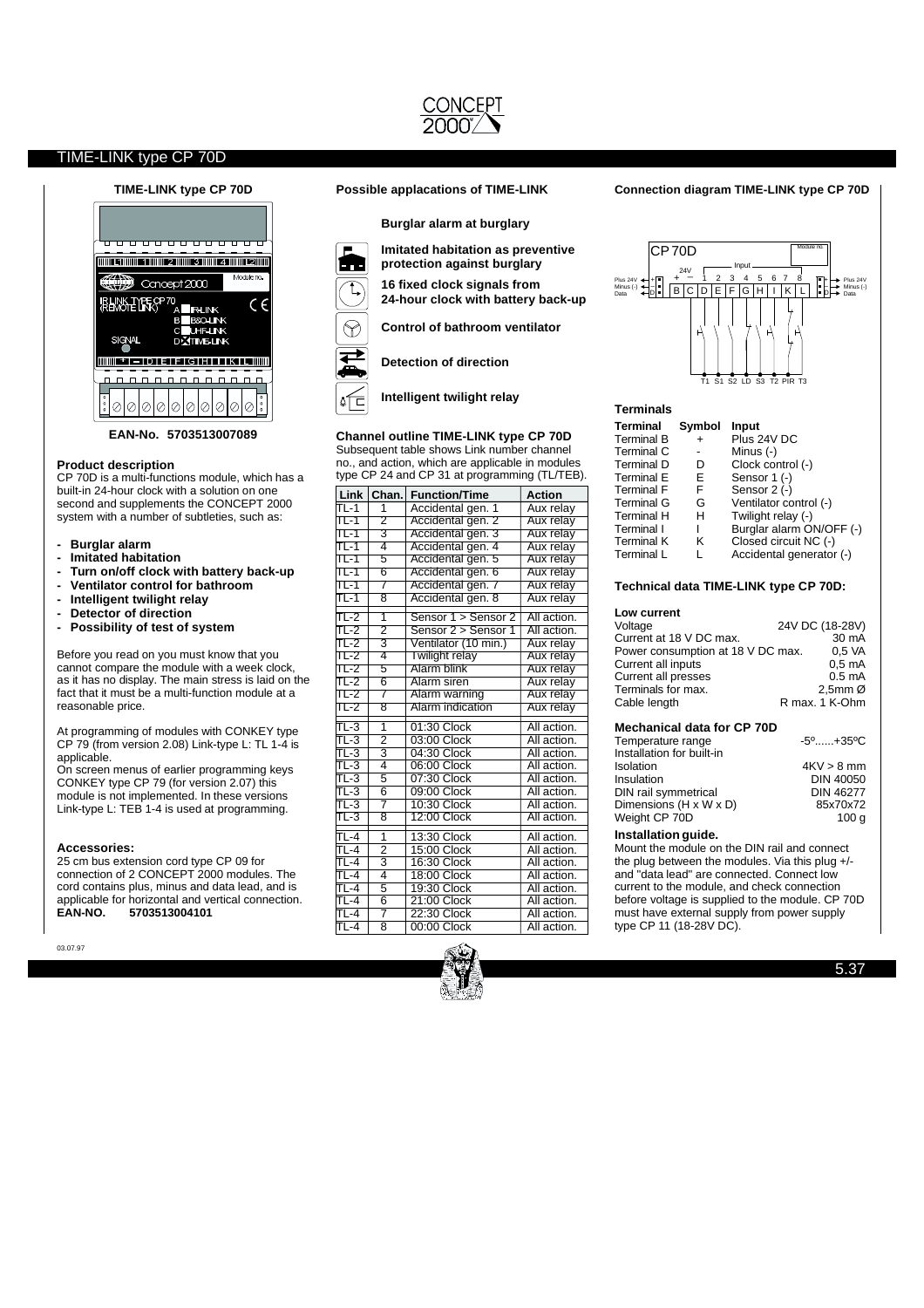# TIME-LINK type CP 70D

## TIME-LINK type CP 70D

**EAN-No. 5703513007089**

### Product description

CP 70D is a multi-functions module, which has a built-in 24-hour clock with a solution on one second and supplements the CONCEPT 2000 system with a number of subtleties, such as:

- **Burglar alarm**
- **Imitated habitation**
- **Turn on/off clock with battery back-up**
- **Ventilator control for bathroom**
- **Intelligent twilight relay**
- **Detector of direction**
- **Possibility of test of system**

Before you read on you must know that you cannot compare the module with a week clock, as it has no display. The main stress is laid on the fact that it must be a multi-function module at a reasonable price.

At programming of modules with CONKEY type CP 79 (from version 2.08) Link-type L: TL 1-4 is applicable.

On screen menus of earlier programming keys CONKEY type CP 79 (for version 2.07) this module is not implemented. In these versions Link-type L: TEB 1-4 is used at programming.

### Accessories:

25 cm bus extension cord type CP 09 for connection of 2 CONCEPT 2000 modules. The cord contains plus, minus and data lead, and is applicable for horizontal and vertical connection.
**EAN-NO. 5703513004101**

## Possible applacations of TIME-LINK

**Burglar alarm at burglary**

**Imitated habitation as preventive protection against burglary**

**16 fixed clock signals from 24-hour clock with battery back-up**

**Control of bathroom ventilator**

**Detection of direction**

**Intelligent twilight relay**

### Channel outline TIME-LINK type CP 70D

Subsequent table shows Link number channel no., and action, which are applicable in modules type CP 24 and CP 31 at programming (TL/TEB).

| Link | Chan. | Function/Time | Action |
|---|---|---|---|
| TL-1 | 1 | Accidental gen. 1 | Aux relay |
| TL-1 | 2 | Accidental gen. 2 | Aux relay |
| TL-1 | 3 | Accidental gen. 3 | Aux relay |
| TL-1 | 4 | Accidental gen. 4 | Aux relay |
| TL-1 | 5 | Accidental gen. 5 | Aux relay |
| TL-1 | 6 | Accidental gen. 6 | Aux relay |
| TL-1 | 7 | Accidental gen. 7 | Aux relay |
| TL-1 | 8 | Accidental gen. 8 | Aux relay |
| TL-2 | 1 | Sensor 1 > Sensor 2 | All action. |
| TL-2 | 2 | Sensor 2 > Sensor 1 | All action. |
| TL-2 | 3 | Ventilator (10 min.) | Aux relay |
| TL-2 | 4 | Twilight relay | Aux relay |
| TL-2 | 5 | Alarm blink | Aux relay |
| TL-2 | 6 | Alarm siren | Aux relay |
| TL-2 | 7 | Alarm warning | Aux relay |
| TL-2 | 8 | Alarm indication | Aux relay |
| TL-3 | 1 | 01:30 Clock | All action. |
| TL-3 | 2 | 03:00 Clock | All action. |
| TL-3 | 3 | 04:30 Clock | All action. |
| TL-3 | 4 | 06:00 Clock | All action. |
| TL-3 | 5 | 07:30 Clock | All action. |
| TL-3 | 6 | 09:00 Clock | All action. |
| TL-3 | 7 | 10:30 Clock | All action. |
| TL-3 | 8 | 12:00 Clock | All action. |
| TL-4 | 1 | 13:30 Clock | All action. |
| TL-4 | 2 | 15:00 Clock | All action. |
| TL-4 | 3 | 16:30 Clock | All action. |
| TL-4 | 4 | 18:00 Clock | All action. |
| TL-4 | 5 | 19:30 Clock | All action. |
| TL-4 | 6 | 21:00 Clock | All action. |
| TL-4 | 7 | 22:30 Clock | All action. |
| TL-4 | 8 | 00:00 Clock | All action. |

## Connection diagram TIME-LINK type CP 70D

### Terminals

| Terminal | Symbol | Input |
|---|---|---|
| Terminal B | + | Plus 24V DC |
| Terminal C | - | Minus (-) |
| Terminal D | D | Clock control (-) |
| Terminal E | E | Sensor 1 (-) |
| Terminal F | F | Sensor 2 (-) |
| Terminal G | G | Ventilator control (-) |
| Terminal H | H | Twilight relay (-) |
| Terminal I | I | Burglar alarm ON/OFF (-) |
| Terminal K | K | Closed circuit NC (-) |
| Terminal L | L | Accidental generator (-) |

### Technical data TIME-LINK type CP 70D:

**Low current**

| | |
|---|---|
| Voltage | 24V DC (18-28V) |
| Current at 18 V DC max. | 30 mA |
| Power consumption at 18 V DC max. | 0,5 VA |
| Current all inputs | 0,5 mA |
| Current all presses | 0.5 mA |
| Terminals for max. | 2,5mm Ø |
| Cable length | R max. 1 K-Ohm |

**Mechanical data for CP 70D**

| | |
|---|---|
| Temperature range | -5º......+35ºC |
| Installation for built-in | |
| Isolation | 4KV > 8 mm |
| Insulation | DIN 40050 |
| DIN rail symmetrical | DIN 46277 |
| Dimensions (H x W x D) | 85x70x72 |
| Weight CP 70D | 100 g |

**Installation guide.**

Mount the module on the DIN rail and connect the plug between the modules. Via this plug +/- and "data lead" are connected. Connect low current to the module, and check connection before voltage is supplied to the module. CP 70D must have external supply from power supply type CP 11 (18-28V DC).

03.07.97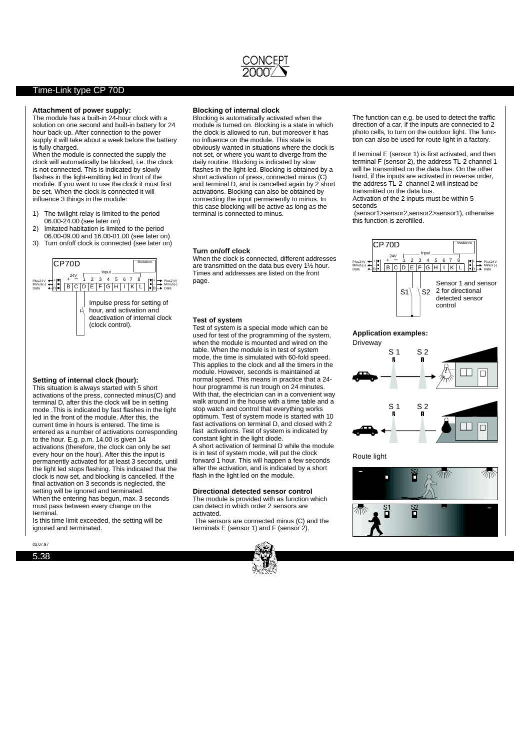# Time-Link type CP 70D

### Attachment of power supply:

The module has a built-in 24-hour clock with a solution on one second and built-in battery for 24 hour back-up. After connection to the power supply it will take about a week before the battery is fully charged.

When the module is connected the supply the clock will automatically be blocked, i.e. the clock is not connected. This is indicated by slowly flashes in the light-emitting led in front of the module. If you want to use the clock it must first be set. When the clock is connected it will influence 3 things in the module:

1) The twilight relay is limited to the period 06.00-24.00 (see later on)
2) Imitated habitation is limited to the period 06.00-09.00 and 16.00-01.00 (see later on)
3) Turn on/off clock is connected (see later on)

CP70D — Moduleno. — Input — 24V + − 1 2 3 4 5 6 7 8 — Plus24V, Minus(-), Data — B C D E F G H I K L

Impulse press for setting of hour, and activation and deactivation of internal clock (clock control).

### Setting of internal clock (hour):

This situation is always started with 5 short activations of the press, connected minus(C) and terminal D, after this the clock will be in setting mode .This is indicated by fast flashes in the light led in the front of the module. After this, the current time in hours is entered. The time is entered as a number of activations corresponding to the hour. E.g. p.m. 14.00 is given 14 activations (therefore, the clock can only be set every hour on the hour). After this the input is permanently activated for at least 3 seconds, until the light led stops flashing. This indicated that the clock is now set, and blocking is cancelled. If the final activation on 3 seconds is neglected, the setting will be ignored and terminated.

When the entering has begun, max. 3 seconds must pass between every change on the terminal.

Is this time limit exceeded, the setting will be ignored and terminated.

### Blocking of internal clock

Blocking is automatically activated when the module is turned on. Blocking is a state in which the clock is allowed to run, but moreover it has no influence on the module. This state is obviously wanted in situations where the clock is not set, or where you want to diverge from the daily routine. Blocking is indicated by slow flashes in the light led. Blocking is obtained by a short activation of press, connected minus (C) and terminal D, and is cancelled again by 2 short activations. Blocking can also be obtained by connecting the input permanently to minus. In this case blocking will be active as long as the terminal is connected to minus.

### Turn on/off clock

When the clock is connected, different addresses are transmitted on the data bus every 1½ hour. Times and addresses are listed on the front page.

### Test of system

Test of system is a special mode which can be used for test of the programming of the system, when the module is mounted and wired on the table. When the module is in test of system mode, the time is simulated with 60-fold speed. This applies to the clock and all the timers in the module. However, seconds is maintained at normal speed. This means in practice that a 24-hour programme is run trough on 24 minutes. With that, the electrician can in a convenient way walk around in the house with a time table and a stop watch and control that everything works optimum. Test of system mode is started with 10 fast activations on terminal D, and closed with 2 fast activations. Test of system is indicated by constant light in the light diode.

A short activation of terminal D while the module is in test of system mode, will put the clock forward 1 hour. This will happen a few seconds after the activation, and is indicated by a short flash in the light led on the module.

### Directional detected sensor control

The module is provided with as function which can detect in which order 2 sensors are activated.

The sensors are connected minus (C) and the terminals E (sensor 1) and F (sensor 2).

The function can e.g. be used to detect the traffic direction of a car, if the inputs are connected to 2 photo cells, to turn on the outdoor light. The function can also be used for route light in a factory.

If terminal E (sensor 1) is first activated, and then terminal F (sensor 2), the address TL-2 channel 1 will be transmitted on the data bus. On the other hand, if the inputs are activated in reverse order, the address TL-2 channel 2 will instead be transmitted on the data bus.

Activation of the 2 inputs must be within 5 seconds

(sensor1>sensor2,sensor2>sensor1), otherwise this function is zerofilled.

CP 70D — Module no. — Input — 24V + − 1 2 3 4 5 6 7 8 — Plus24V, Minus (-), Data — B C D E F G H I K L

S1 S2 — Sensor 1 and sensor 2 for directional detected sensor control

### Application examples:

Driveway

S 1 S 2

S 1 S 2

Route light

S1 S2

03.07.97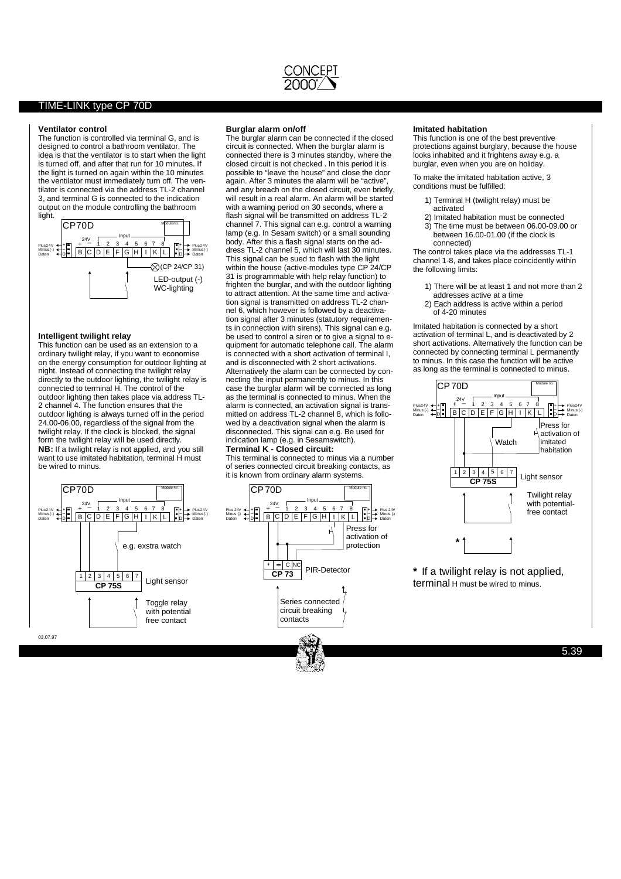## TIME-LINK type CP 70D

### Ventilator control

The function is controlled via terminal G, and is designed to control a bathroom ventilator. The idea is that the ventilator is to start when the light is turned off, and after that run for 10 minutes. If the light is turned on again within the 10 minutes the ventilator must immediately turn off. The ventilator is connected via the address TL-2 channel 3, and terminal G is connected to the indication output on the module controlling the bathroom light.

CP70D — Input — (CP 24/CP 31) LED-output (-) WC-lighting

### Intelligent twilight relay

This function can be used as an extension to a ordinary twilight relay, if you want to economise on the energy consumption for outdoor lighting at night. Instead of connecting the twilight relay directly to the outdoor lighting, the twilight relay is connected to terminal H. The control of the outdoor lighting then takes place via address TL-2 channel 4. The function ensures that the outdoor lighting is always turned off in the period 24.00-06.00, regardless of the signal from the twilight relay. If the clock is blocked, the signal form the twilight relay will be used directly.

**NB:** If a twilight relay is not applied, and you still want to use imitated habitation, terminal H must be wired to minus.

CP70D — e.g. exstra watch — CP 75S Light sensor — Toggle relay with potential free contact

### Burglar alarm on/off

The burglar alarm can be connected if the closed circuit is connected. When the burglar alarm is connected there is 3 minutes standby, where the closed circuit is not checked . In this period it is possible to "leave the house" and close the door again. After 3 minutes the alarm will be "active", and any breach on the closed circuit, even briefly, will result in a real alarm. An alarm will be started with a warning period on 30 seconds, where a flash signal will be transmitted on address TL-2 channel 7. This signal can e.g. control a warning lamp (e.g. In Sesam switch) or a small sounding body. After this a flash signal starts on the address TL-2 channel 5, which will last 30 minutes. This signal can be sued to flash with the light within the house (active-modules type CP 24/CP 31 is programmable with help relay function) to frighten the burglar, and with the outdoor lighting to attract attention. At the same time and activation signal is transmitted on address TL-2 channel 6, which however is followed by a deactivation signal after 3 minutes (statutory requirements in connection with sirens). This signal can e.g. be used to control a siren or to give a signal to equipment for automatic telephone call. The alarm is connected with a short activation of terminal I, and is disconnected with 2 short activations. Alternatively the alarm can be connected by connecting the input permanently to minus. In this case the burglar alarm will be connected as long as the terminal is connected to minus. When the alarm is connected, an activation signal is transmitted on address TL-2 channel 8, which is followed by a deactivation signal when the alarm is disconnected. This signal can e.g. Be used for indication lamp (e.g. in Sesamswitch).

**Terminal K - Closed circuit:**

This terminal is connected to minus via a number of series connected circuit breaking contacts, as it is known from ordinary alarm systems.

CP 70D — Press for activation of protection — CP 73 PIR-Detector — Series connected circuit breaking contacts

### Imitated habitation

This function is one of the best preventive protections against burglary, because the house looks inhabited and it frightens away e.g. a burglar, even when you are on holiday.

To make the imitated habitation active, 3 conditions must be fulfilled:

1) Terminal H (twilight relay) must be activated
2) Imitated habitation must be connected
3) The time must be between 06.00-09.00 or between 16.00-01.00 (if the clock is connected)

The control takes place via the addresses TL-1 channel 1-8, and takes place coincidently within the following limits:

1) There will be at least 1 and not more than 2 addresses active at a time
2) Each address is active within a period of 4-20 minutes

Imitated habitation is connected by a short activation of terminal L, and is deactivated by 2 short activations. Alternatively the function can be connected by connecting terminal L permanently to minus. In this case the function will be active as long as the terminal is connected to minus.

CP 70D — Watch — Press for activation of imitated habitation — CP 75S Light sensor — Twilight relay with potential-free contact

**\*** If a twilight relay is not applied, terminal H must be wired to minus.

03.07.97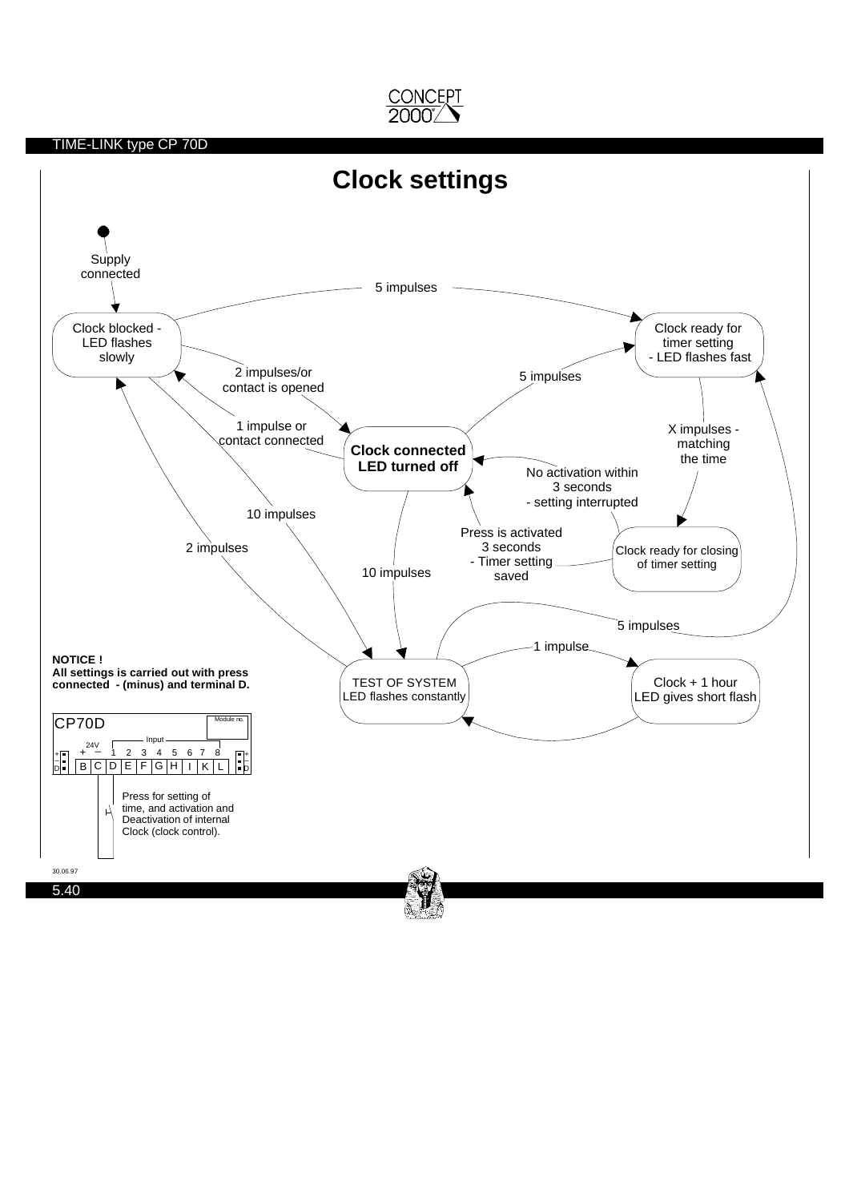# Clock settings

Supply connected

Clock blocked - LED flashes slowly

5 impulses

Clock ready for timer setting - LED flashes fast

2 impulses/or contact is opened

5 impulses

1 impulse or contact connected

**Clock connected LED turned off**

X impulses - matching the time

No activation within 3 seconds - setting interrupted

10 impulses

Press is activated 3 seconds - Timer setting saved

2 impulses

Clock ready for closing of timer setting

10 impulses

5 impulses

1 impulse

**NOTICE !**
**All settings is carried out with press connected - (minus) and terminal D.**

TEST OF SYSTEM
LED flashes constantly

Clock + 1 hour
LED gives short flash

CP70D

Module no.

24V + −

Input 1 2 3 4 5 6 7 8

B C D E F G H I K L

Press for setting of time, and activation and Deactivation of internal Clock (clock control).

30.06.97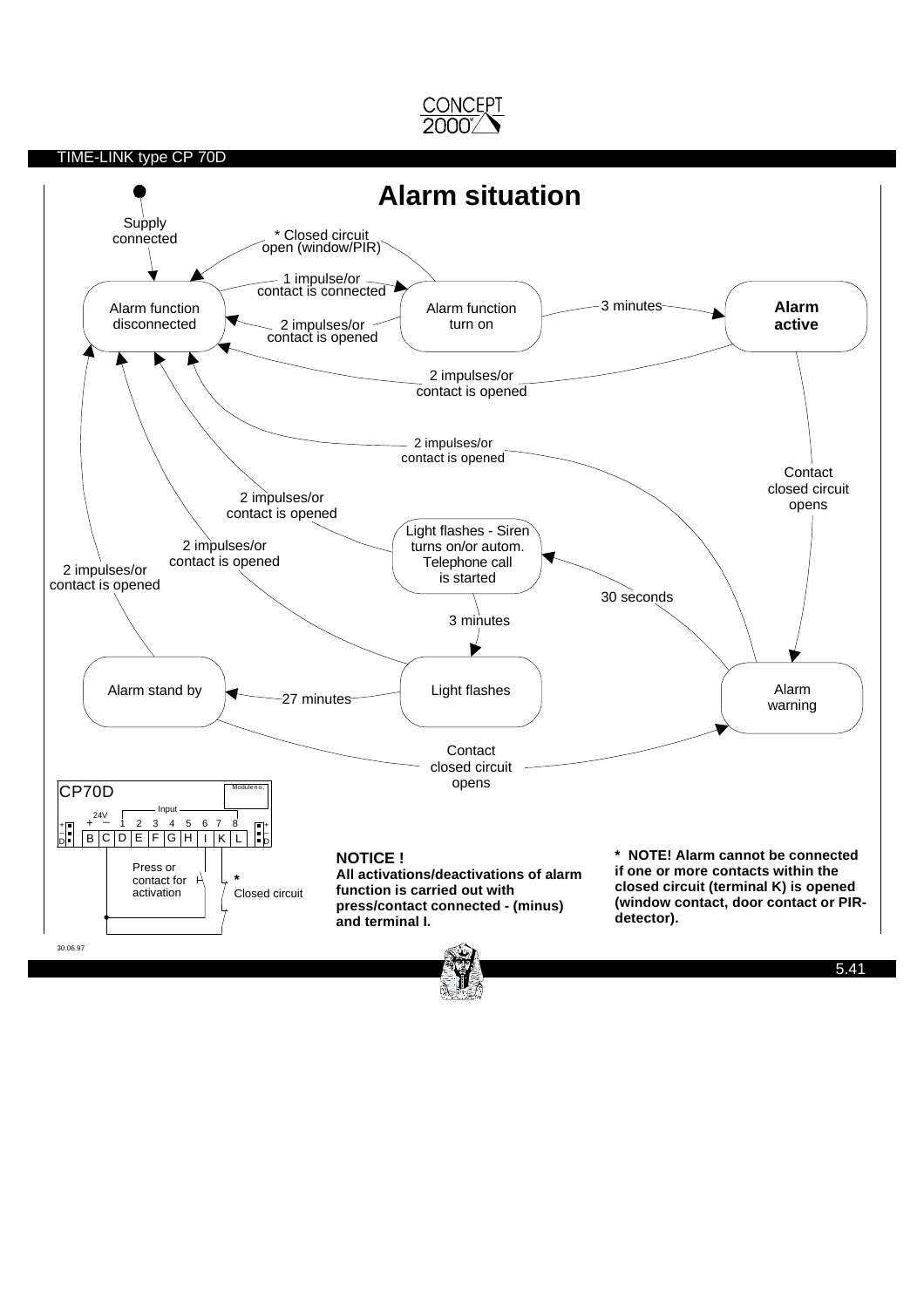TIME-LINK type CP 70D

# Alarm situation

Supply connected

* Closed circuit open (window/PIR)

Alarm function disconnected

1 impulse/or contact is connected

2 impulses/or contact is opened

Alarm function turn on

3 minutes

**Alarm active**

2 impulses/or contact is opened

2 impulses/or contact is opened

Contact closed circuit opens

2 impulses/or contact is opened

Light flashes - Siren turns on/or autom. Telephone call is started

2 impulses/or contact is opened

2 impulses/or contact is opened

30 seconds

3 minutes

Alarm stand by

27 minutes

Light flashes

Alarm warning

Contact closed circuit opens

CP70D

Module no.

24V + − Input 1 2 3 4 5 6 7 8

B C D E F G H I K L

Press or contact for activation

* Closed circuit

**NOTICE !**

**All activations/deactivations of alarm function is carried out with press/contact connected - (minus) and terminal I.**

**\* NOTE! Alarm cannot be connected if one or more contacts within the closed circuit (terminal K) is opened (window contact, door contact or PIR-detector).**

30.06.97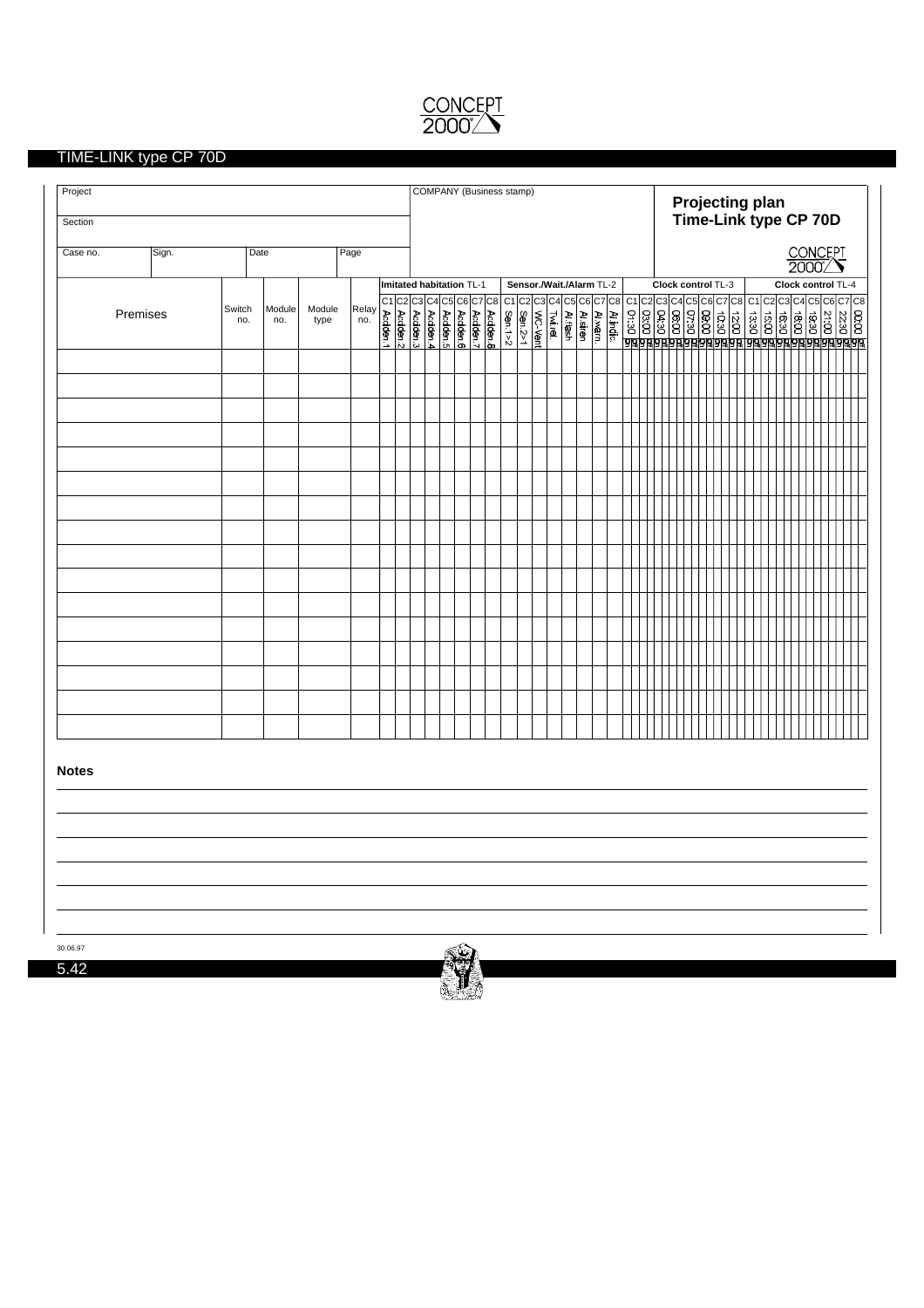# TIME-LINK type CP 70D

| Project | | | | COMPANY (Business stamp) | **Projecting plan Time-Link type CP 70D** |
|---|---|---|---|---|---|
| Section | | | | | |
| Case no. | Sign. | Date | Page | | |

| Premises | Switch no. | Module no. | Module type | Relay no. | Imitated habitation TL-1 | | | | | | | | Sensor./Wait./Alarm TL-2 | | | | | | | | Clock control TL-3 | | | | | | | | Clock control TL-4 | | | | | | | |
|---|---|---|---|---|---|---|---|---|---|---|---|---|---|---|---|---|---|---|---|---|---|---|---|---|---|---|---|---|---|---|---|---|---|---|---|---|
| | | | | | C1 Acciden.1 | C2 Acciden.2 | C3 Acciden.3 | C4 Acciden.4 | C5 Acciden.5 | C6 Acciden.6 | C7 Acciden.7 | C8 Acciden.8 | C1 Sen.1>2 | C2 Sen.2>1 | C3 WC-Vent | C4 Twi.rel. | C5 Al.flash | C6 Al.siren | C7 Al.warn. | C8 Al.indic. | C1 01:30 | C2 03:00 | C3 04:30 | C4 06:00 | C5 07:30 | C6 09:00 | C7 10:30 | C8 12:00 | C1 13:30 | C2 15:00 | C3 16:30 | C4 18:00 | C5 19:30 | C6 21:00 | C7 22:30 | C8 00:00 |
| | | | | | | | | | | | | | | | | | | | | | | | | | | | | | | | | | | | | |
| | | | | | | | | | | | | | | | | | | | | | | | | | | | | | | | | | | | | |
| | | | | | | | | | | | | | | | | | | | | | | | | | | | | | | | | | | | | |
| | | | | | | | | | | | | | | | | | | | | | | | | | | | | | | | | | | | | |
| | | | | | | | | | | | | | | | | | | | | | | | | | | | | | | | | | | | | |
| | | | | | | | | | | | | | | | | | | | | | | | | | | | | | | | | | | | | |
| | | | | | | | | | | | | | | | | | | | | | | | | | | | | | | | | | | | | |
| | | | | | | | | | | | | | | | | | | | | | | | | | | | | | | | | | | | | |
| | | | | | | | | | | | | | | | | | | | | | | | | | | | | | | | | | | | | |
| | | | | | | | | | | | | | | | | | | | | | | | | | | | | | | | | | | | | |
| | | | | | | | | | | | | | | | | | | | | | | | | | | | | | | | | | | | | |
| | | | | | | | | | | | | | | | | | | | | | | | | | | | | | | | | | | | | |
| | | | | | | | | | | | | | | | | | | | | | | | | | | | | | | | | | | | | |
| | | | | | | | | | | | | | | | | | | | | | | | | | | | | | | | | | | | | |
| | | | | | | | | | | | | | | | | | | | | | | | | | | | | | | | | | | | | |
| | | | | | | | | | | | | | | | | | | | | | | | | | | | | | | | | | | | | |

**Notes**

30.06.97